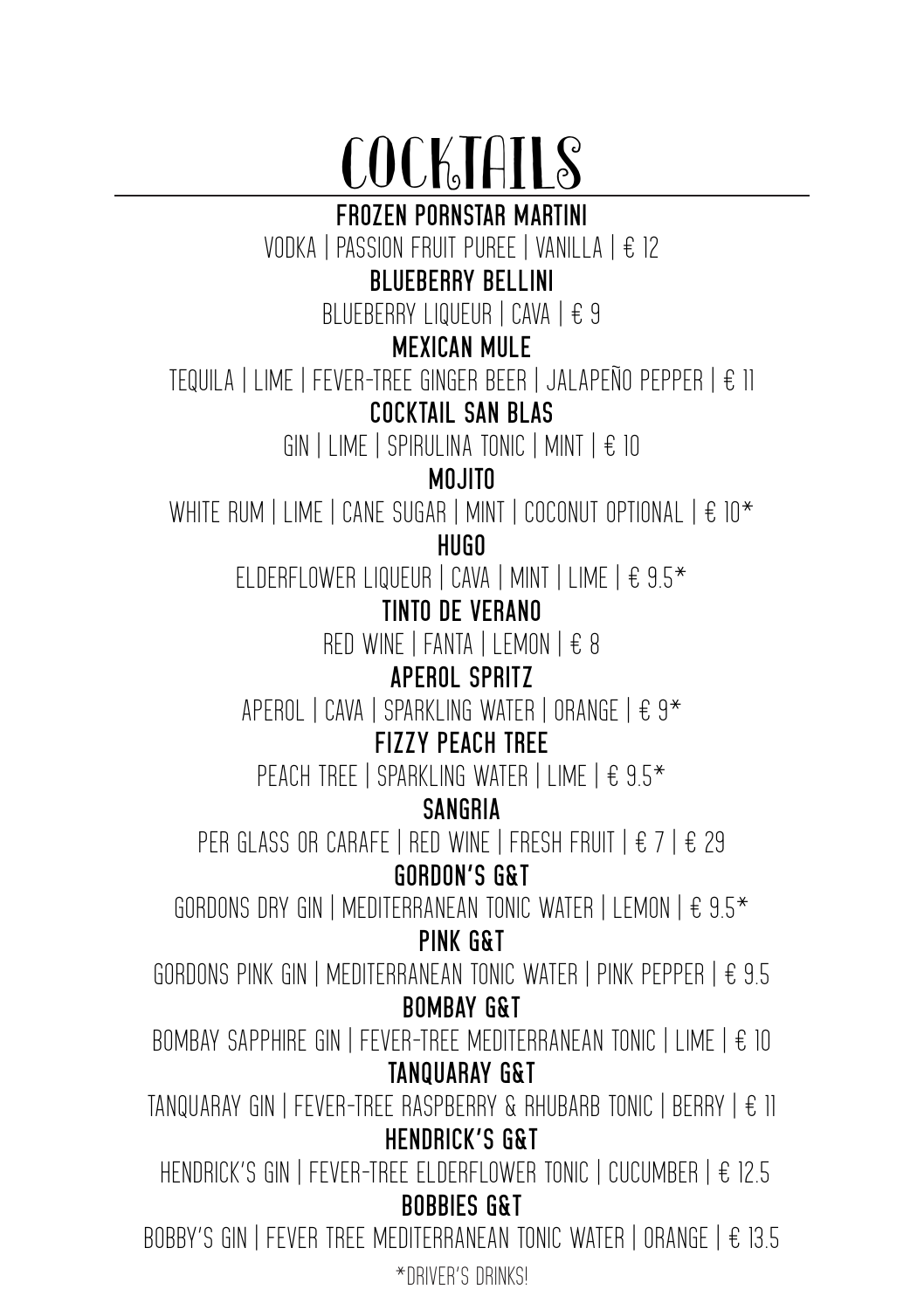# COCKTAILS

### FROZEN PORNSTAR MARTINI
VODKA | PASSION FRUIT PUREE | VANILLA | € 12

### BLUEBERRY BELLINI
BLUEBERRY LIQUEUR | CAVA | € 9

### MEXICAN MULE
TEQUILA | LIME | FEVER-TREE GINGER BEER | JALAPEÑO PEPPER | € 11

### COCKTAIL SAN BLAS
GIN | LIME | SPIRULINA TONIC | MINT | € 10

### MOJITO
WHITE RUM | LIME | CANE SUGAR | MINT | COCONUT OPTIONAL | € 10*

### HUGO
ELDERFLOWER LIQUEUR | CAVA | MINT | LIME | € 9.5*

### TINTO DE VERANO
RED WINE | FANTA | LEMON | € 8

### APEROL SPRITZ
APEROL | CAVA | SPARKLING WATER | ORANGE | € 9*

### FIZZY PEACH TREE
PEACH TREE | SPARKLING WATER | LIME | € 9.5*

### SANGRIA
PER GLASS OR CARAFE | RED WINE | FRESH FRUIT | € 7 | € 29

### GORDON'S G&T
GORDONS DRY GIN | MEDITERRANEAN TONIC WATER | LEMON | € 9.5*

### PINK G&T
GORDONS PINK GIN | MEDITERRANEAN TONIC WATER | PINK PEPPER | € 9.5

### BOMBAY G&T
BOMBAY SAPPHIRE GIN | FEVER-TREE MEDITERRANEAN TONIC | LIME | € 10

### TANQUARAY G&T
TANQUARAY GIN | FEVER-TREE RASPBERRY & RHUBARB TONIC | BERRY | € 11

### HENDRICK'S G&T
HENDRICK'S GIN | FEVER-TREE ELDERFLOWER TONIC | CUCUMBER | € 12.5

### BOBBIES G&T
BOBBY'S GIN | FEVER TREE MEDITERRANEAN TONIC WATER | ORANGE | € 13.5

*DRIVER'S DRINKS!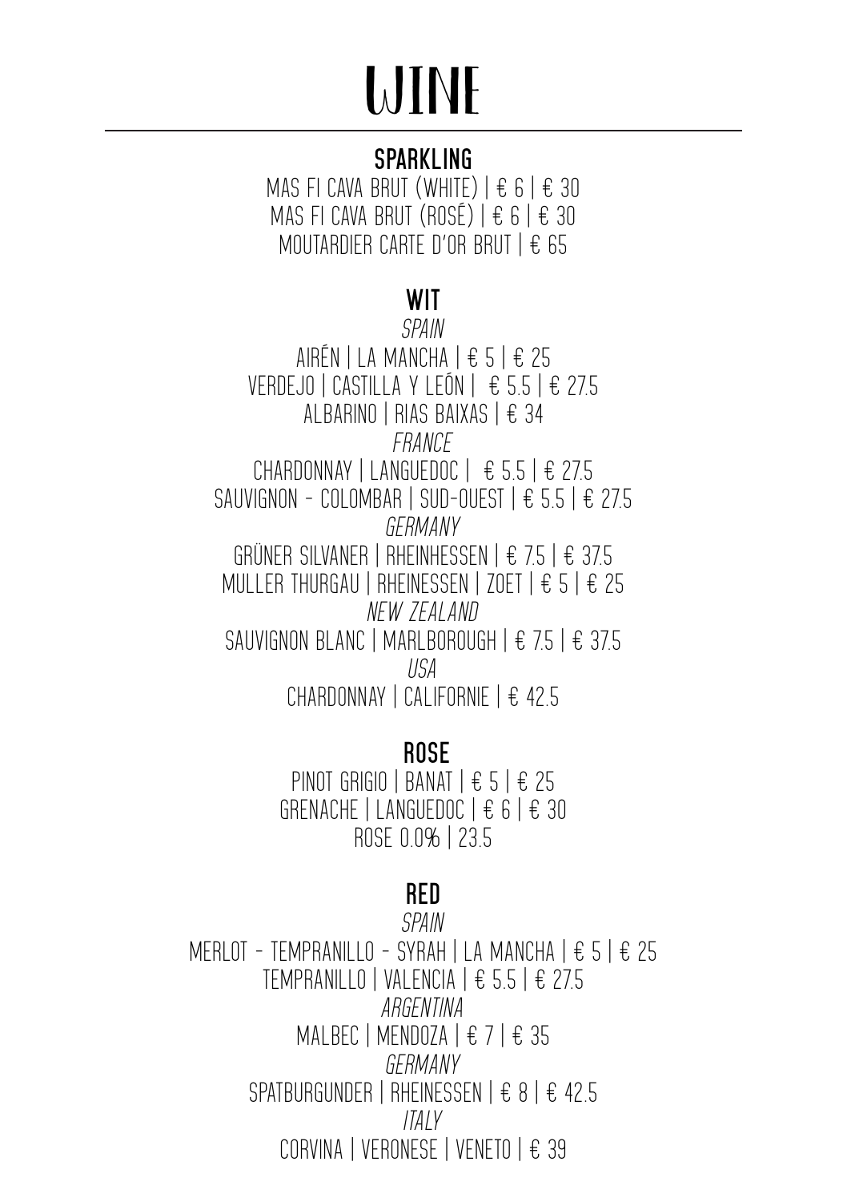# WINE

## SPARKLING

MAS FI CAVA BRUT (WHITE) | € 6 | € 30
MAS FI CAVA BRUT (ROSÉ) | € 6 | € 30
MOUTARDIER CARTE D'OR BRUT | € 65

## WIT

*SPAIN*

AIRÉN | LA MANCHA | € 5 | € 25
VERDEJO | CASTILLA Y LEÓN | € 5.5 | € 27.5
ALBARINO | RIAS BAIXAS | € 34

*FRANCE*

CHARDONNAY | LANGUEDOC | € 5.5 | € 27.5
SAUVIGNON - COLOMBAR | SUD-OUEST | € 5.5 | € 27.5

*GERMANY*

GRÜNER SILVANER | RHEINHESSEN | € 7.5 | € 37.5
MULLER THURGAU | RHEINESSEN | ZOET | € 5 | € 25

*NEW ZEALAND*

SAUVIGNON BLANC | MARLBOROUGH | € 7.5 | € 37.5

*USA*

CHARDONNAY | CALIFORNIE | € 42.5

## ROSE

PINOT GRIGIO | BANAT | € 5 | € 25
GRENACHE | LANGUEDOC | € 6 | € 30
ROSE 0.0% | 23.5

## RED

*SPAIN*

MERLOT - TEMPRANILLO - SYRAH | LA MANCHA | € 5 | € 25
TEMPRANILLO | VALENCIA | € 5.5 | € 27.5

*ARGENTINA*

MALBEC | MENDOZA | € 7 | € 35

*GERMANY*

SPATBURGUNDER | RHEINESSEN | € 8 | € 42.5

*ITALY*

CORVINA | VERONESE | VENETO | € 39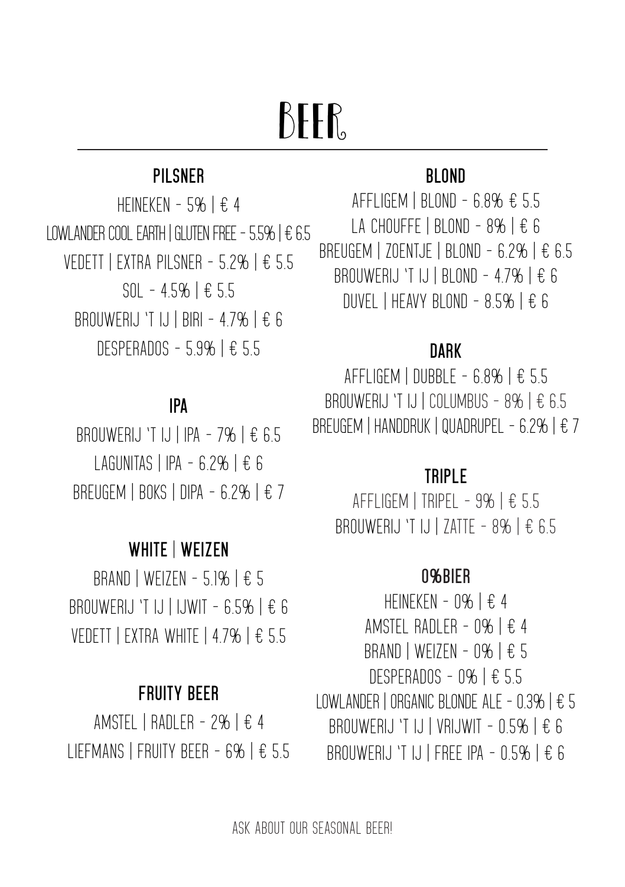# BEER

## PILSNER

HEINEKEN - 5% | € 4

LOWLANDER COOL EARTH | GLUTEN FREE - 5.5% | € 6.5

VEDETT | EXTRA PILSNER - 5.2% | € 5.5

SOL - 4.5% | € 5.5

BROUWERIJ 'T IJ | BIRI - 4.7% | € 6

DESPERADOS - 5.9% | € 5.5

## IPA

BROUWERIJ 'T IJ | IPA - 7% | € 6.5

LAGUNITAS | IPA - 6.2% | € 6

BREUGEM | BOKS | DIPA - 6.2% | € 7

## WHITE | WEIZEN

BRAND | WEIZEN - 5.1% | € 5

BROUWERIJ 'T IJ | IJWIT - 6.5% | € 6

VEDETT | EXTRA WHITE | 4.7% | € 5.5

## FRUITY BEER

AMSTEL | RADLER - 2% | € 4

LIEFMANS | FRUITY BEER - 6% | € 5.5

## BLOND

AFFLIGEM | BLOND - 6.8% € 5.5

LA CHOUFFE | BLOND - 8% | € 6

BREUGEM | ZOENTJE | BLOND - 6.2% | € 6.5

BROUWERIJ 'T IJ | BLOND - 4.7% | € 6

DUVEL | HEAVY BLOND - 8.5% | € 6

## DARK

AFFLIGEM | DUBBLE - 6.8% | € 5.5

BROUWERIJ 'T IJ | COLUMBUS - 8% | € 6.5

BREUGEM | HANDDRUK | QUADRUPEL - 6.2% | € 7

## TRIPLE

AFFLIGEM | TRIPEL - 9% | € 5.5

BROUWERIJ 'T IJ | ZATTE - 8% | € 6.5

## 0%BIER

HEINEKEN - 0% | € 4

AMSTEL RADLER - 0% | € 4

BRAND | WEIZEN - 0% | € 5

DESPERADOS - 0% | € 5.5

LOWLANDER | ORGANIC BLONDE ALE - 0.3% | € 5

BROUWERIJ 'T IJ | VRIJWIT - 0.5% | € 6

BROUWERIJ 'T IJ | FREE IPA - 0.5% | € 6

ASK ABOUT OUR SEASONAL BEER!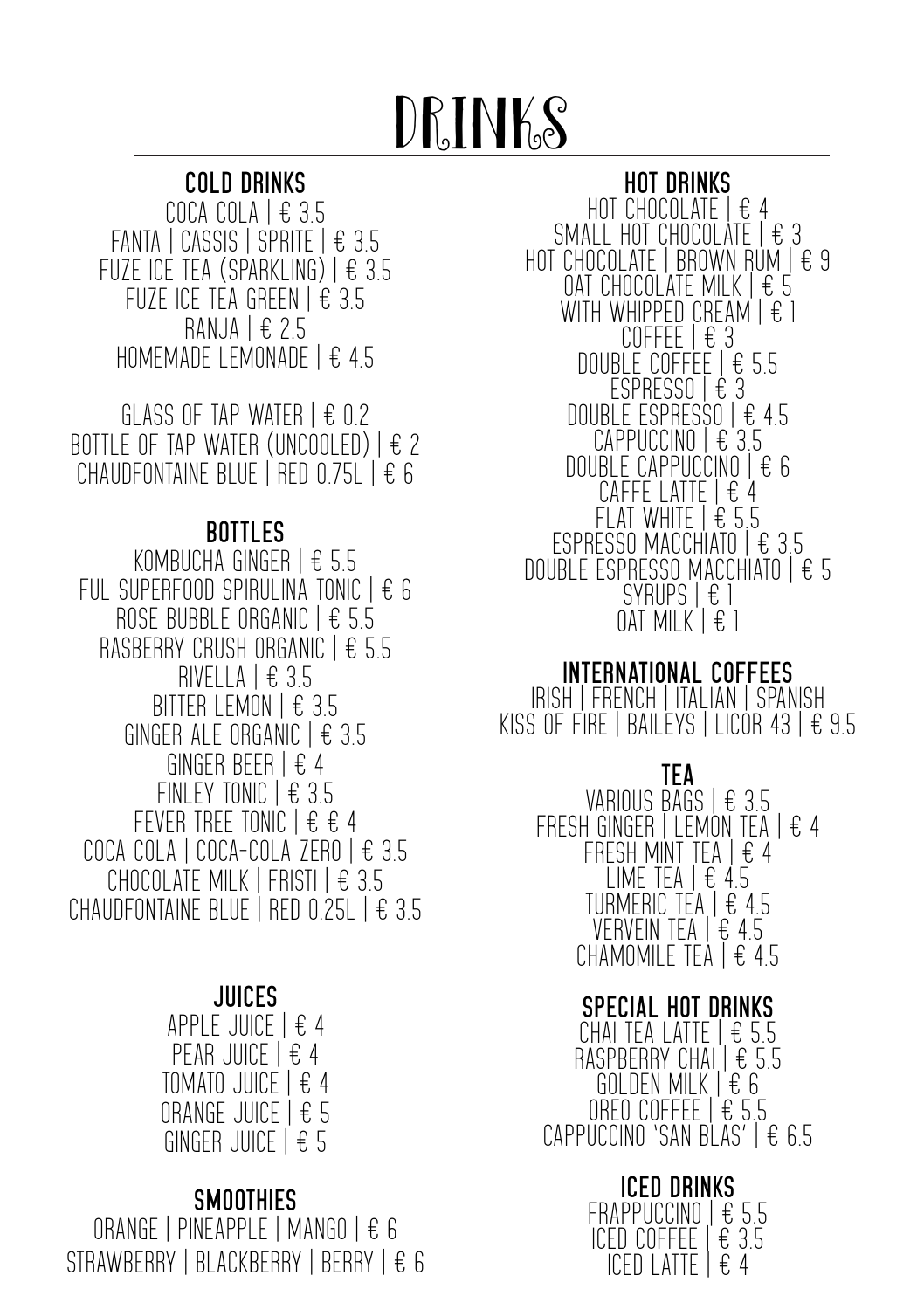# DRINKS

## COLD DRINKS

COCA COLA | € 3.5
FANTA | CASSIS | SPRITE | € 3.5
FUZE ICE TEA (SPARKLING) | € 3.5
FUZE ICE TEA GREEN | € 3.5
RANJA | € 2.5
HOMEMADE LEMONADE | € 4.5

GLASS OF TAP WATER | € 0.2
BOTTLE OF TAP WATER (UNCOOLED) | € 2
CHAUDFONTAINE BLUE | RED 0.75L | € 6

## BOTTLES

KOMBUCHA GINGER | € 5.5
FUL SUPERFOOD SPIRULINA TONIC | € 6
ROSE BUBBLE ORGANIC | € 5.5
RASBERRY CRUSH ORGANIC | € 5.5
RIVELLA | € 3.5
BITTER LEMON | € 3.5
GINGER ALE ORGANIC | € 3.5
GINGER BEER | € 4
FINLEY TONIC | € 3.5
FEVER TREE TONIC | € € 4
COCA COLA | COCA-COLA ZERO | € 3.5
CHOCOLATE MILK | FRISTI | € 3.5
CHAUDFONTAINE BLUE | RED 0.25L | € 3.5

## JUICES

APPLE JUICE | € 4
PEAR JUICE | € 4
TOMATO JUICE | € 4
ORANGE JUICE | € 5
GINGER JUICE | € 5

## SMOOTHIES

ORANGE | PINEAPPLE | MANGO | € 6
STRAWBERRY | BLACKBERRY | BERRY | € 6

## HOT DRINKS

HOT CHOCOLATE | € 4
SMALL HOT CHOCOLATE | € 3
HOT CHOCOLATE | BROWN RUM | € 9
OAT CHOCOLATE MILK | € 5
WITH WHIPPED CREAM | € 1
COFFEE | € 3
DOUBLE COFFEE | € 5.5
ESPRESSO | € 3
DOUBLE ESPRESSO | € 4.5
CAPPUCCINO | € 3.5
DOUBLE CAPPUCCINO | € 6
CAFFE LATTE | € 4
FLAT WHITE | € 5.5
ESPRESSO MACCHIATO | € 3.5
DOUBLE ESPRESSO MACCHIATO | € 5
SYRUPS | € 1
OAT MILK | € 1

## INTERNATIONAL COFFEES

IRISH | FRENCH | ITALIAN | SPANISH
KISS OF FIRE | BAILEYS | LICOR 43 | € 9.5

## TEA

VARIOUS BAGS | € 3.5
FRESH GINGER | LEMON TEA | € 4
FRESH MINT TEA | € 4
LIME TEA | € 4.5
TURMERIC TEA | € 4.5
VERVEIN TEA | € 4.5
CHAMOMILE TEA | € 4.5

## SPECIAL HOT DRINKS

CHAI TEA LATTE | € 5.5
RASPBERRY CHAI | € 5.5
GOLDEN MILK | € 6
OREO COFFEE | € 5.5
CAPPUCCINO 'SAN BLAS' | € 6.5

## ICED DRINKS

FRAPPUCCINO | € 5.5
ICED COFFEE | € 3.5
ICED LATTE | € 4